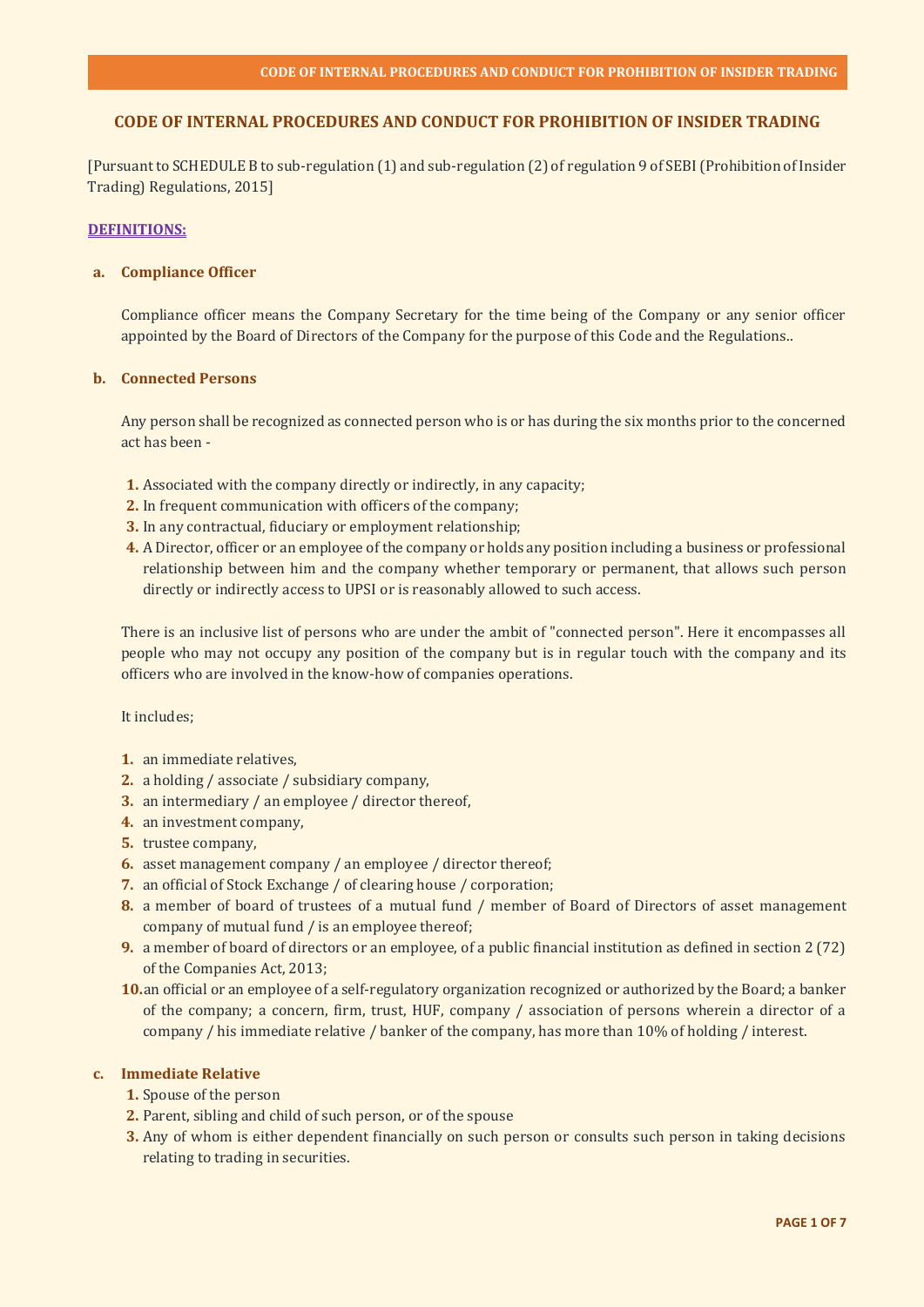# CODE OF INTERNAL PROCEDURES AND CONDUCT FOR PROHIBITION OF INSIDER TRADING

[Pursuant to SCHEDULE B to sub-regulation (1) and sub-regulation (2) of regulation 9 of SEBI (Prohibition of Insider Trading) Regulations, 2015]

## DEFINITIONS:

### a. Compliance Officer

Compliance officer means the Company Secretary for the time being of the Company or any senior officer appointed by the Board of Directors of the Company for the purpose of this Code and the Regulations..

### b. Connected Persons

Any person shall be recognized as connected person who is or has during the six months prior to the concerned act has been -

1. Associated with the company directly or indirectly, in any capacity;
2. In frequent communication with officers of the company;
3. In any contractual, fiduciary or employment relationship;
4. A Director, officer or an employee of the company or holds any position including a business or professional relationship between him and the company whether temporary or permanent, that allows such person directly or indirectly access to UPSI or is reasonably allowed to such access.

There is an inclusive list of persons who are under the ambit of "connected person". Here it encompasses all people who may not occupy any position of the company but is in regular touch with the company and its officers who are involved in the know-how of companies operations.

It includes;

1. an immediate relatives,
2. a holding / associate / subsidiary company,
3. an intermediary / an employee / director thereof,
4. an investment company,
5. trustee company,
6. asset management company / an employee / director thereof;
7. an official of Stock Exchange / of clearing house / corporation;
8. a member of board of trustees of a mutual fund / member of Board of Directors of asset management company of mutual fund / is an employee thereof;
9. a member of board of directors or an employee, of a public financial institution as defined in section 2 (72) of the Companies Act, 2013;
10. an official or an employee of a self-regulatory organization recognized or authorized by the Board; a banker of the company; a concern, firm, trust, HUF, company / association of persons wherein a director of a company / his immediate relative / banker of the company, has more than 10% of holding / interest.

### c. Immediate Relative

1. Spouse of the person
2. Parent, sibling and child of such person, or of the spouse
3. Any of whom is either dependent financially on such person or consults such person in taking decisions relating to trading in securities.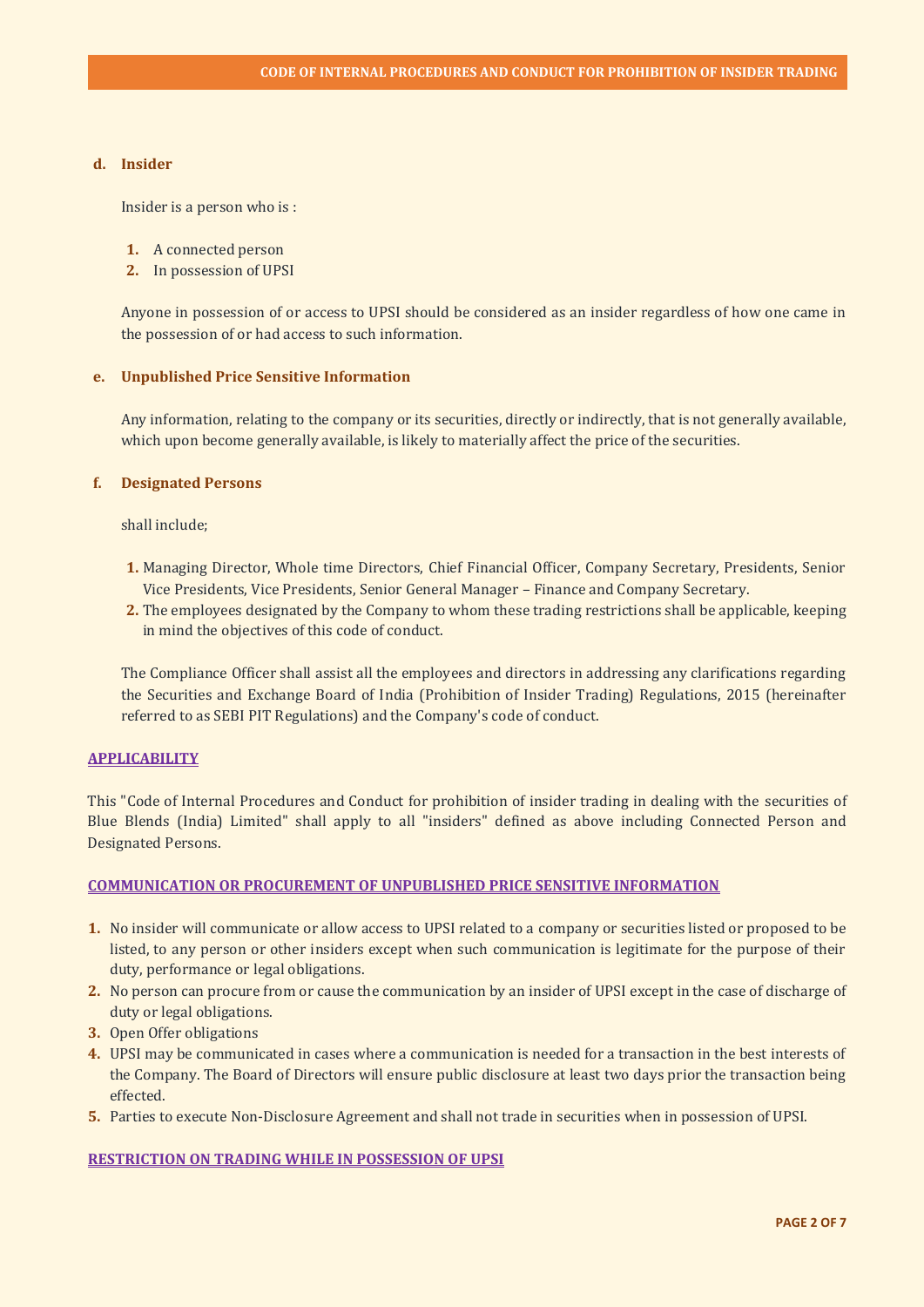### d. Insider

Insider is a person who is :

1. A connected person
2. In possession of UPSI

Anyone in possession of or access to UPSI should be considered as an insider regardless of how one came in the possession of or had access to such information.

### e. Unpublished Price Sensitive Information

Any information, relating to the company or its securities, directly or indirectly, that is not generally available, which upon become generally available, is likely to materially affect the price of the securities.

### f. Designated Persons

shall include;

1. Managing Director, Whole time Directors, Chief Financial Officer, Company Secretary, Presidents, Senior Vice Presidents, Vice Presidents, Senior General Manager – Finance and Company Secretary.
2. The employees designated by the Company to whom these trading restrictions shall be applicable, keeping in mind the objectives of this code of conduct.

The Compliance Officer shall assist all the employees and directors in addressing any clarifications regarding the Securities and Exchange Board of India (Prohibition of Insider Trading) Regulations, 2015 (hereinafter referred to as SEBI PIT Regulations) and the Company's code of conduct.

## APPLICABILITY

This "Code of Internal Procedures and Conduct for prohibition of insider trading in dealing with the securities of Blue Blends (India) Limited" shall apply to all "insiders" defined as above including Connected Person and Designated Persons.

## COMMUNICATION OR PROCUREMENT OF UNPUBLISHED PRICE SENSITIVE INFORMATION

1. No insider will communicate or allow access to UPSI related to a company or securities listed or proposed to be listed, to any person or other insiders except when such communication is legitimate for the purpose of their duty, performance or legal obligations.
2. No person can procure from or cause the communication by an insider of UPSI except in the case of discharge of duty or legal obligations.
3. Open Offer obligations
4. UPSI may be communicated in cases where a communication is needed for a transaction in the best interests of the Company. The Board of Directors will ensure public disclosure at least two days prior the transaction being effected.
5. Parties to execute Non-Disclosure Agreement and shall not trade in securities when in possession of UPSI.

## RESTRICTION ON TRADING WHILE IN POSSESSION OF UPSI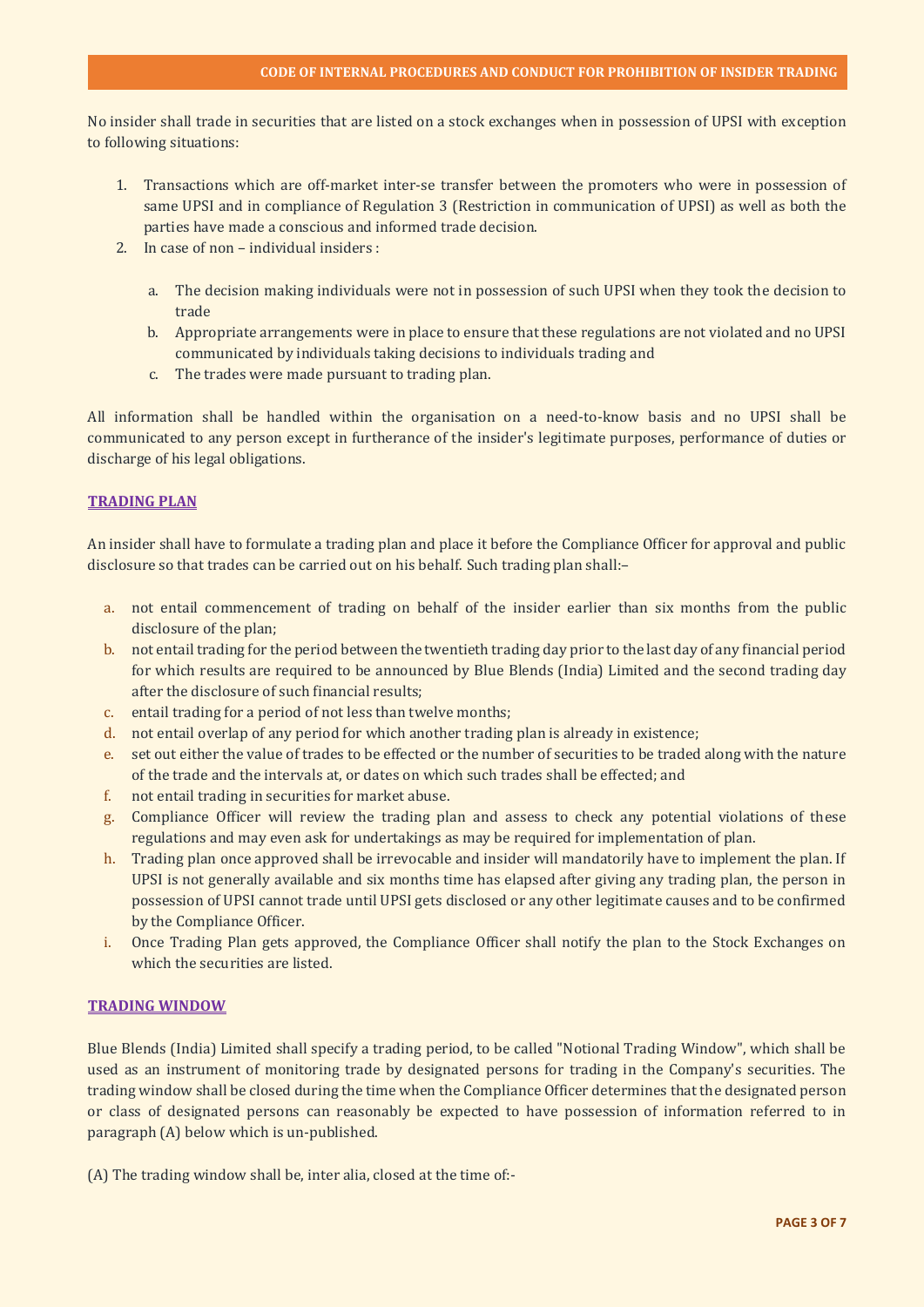No insider shall trade in securities that are listed on a stock exchanges when in possession of UPSI with exception to following situations:

1. Transactions which are off-market inter-se transfer between the promoters who were in possession of same UPSI and in compliance of Regulation 3 (Restriction in communication of UPSI) as well as both the parties have made a conscious and informed trade decision.
2. In case of non – individual insiders :

   a. The decision making individuals were not in possession of such UPSI when they took the decision to trade
   b. Appropriate arrangements were in place to ensure that these regulations are not violated and no UPSI communicated by individuals taking decisions to individuals trading and
   c. The trades were made pursuant to trading plan.

All information shall be handled within the organisation on a need-to-know basis and no UPSI shall be communicated to any person except in furtherance of the insider's legitimate purposes, performance of duties or discharge of his legal obligations.

## TRADING PLAN

An insider shall have to formulate a trading plan and place it before the Compliance Officer for approval and public disclosure so that trades can be carried out on his behalf. Such trading plan shall:–

a. not entail commencement of trading on behalf of the insider earlier than six months from the public disclosure of the plan;
b. not entail trading for the period between the twentieth trading day prior to the last day of any financial period for which results are required to be announced by Blue Blends (India) Limited and the second trading day after the disclosure of such financial results;
c. entail trading for a period of not less than twelve months;
d. not entail overlap of any period for which another trading plan is already in existence;
e. set out either the value of trades to be effected or the number of securities to be traded along with the nature of the trade and the intervals at, or dates on which such trades shall be effected; and
f. not entail trading in securities for market abuse.
g. Compliance Officer will review the trading plan and assess to check any potential violations of these regulations and may even ask for undertakings as may be required for implementation of plan.
h. Trading plan once approved shall be irrevocable and insider will mandatorily have to implement the plan. If UPSI is not generally available and six months time has elapsed after giving any trading plan, the person in possession of UPSI cannot trade until UPSI gets disclosed or any other legitimate causes and to be confirmed by the Compliance Officer.
i. Once Trading Plan gets approved, the Compliance Officer shall notify the plan to the Stock Exchanges on which the securities are listed.

## TRADING WINDOW

Blue Blends (India) Limited shall specify a trading period, to be called "Notional Trading Window", which shall be used as an instrument of monitoring trade by designated persons for trading in the Company's securities. The trading window shall be closed during the time when the Compliance Officer determines that the designated person or class of designated persons can reasonably be expected to have possession of information referred to in paragraph (A) below which is un-published.

(A) The trading window shall be, inter alia, closed at the time of:-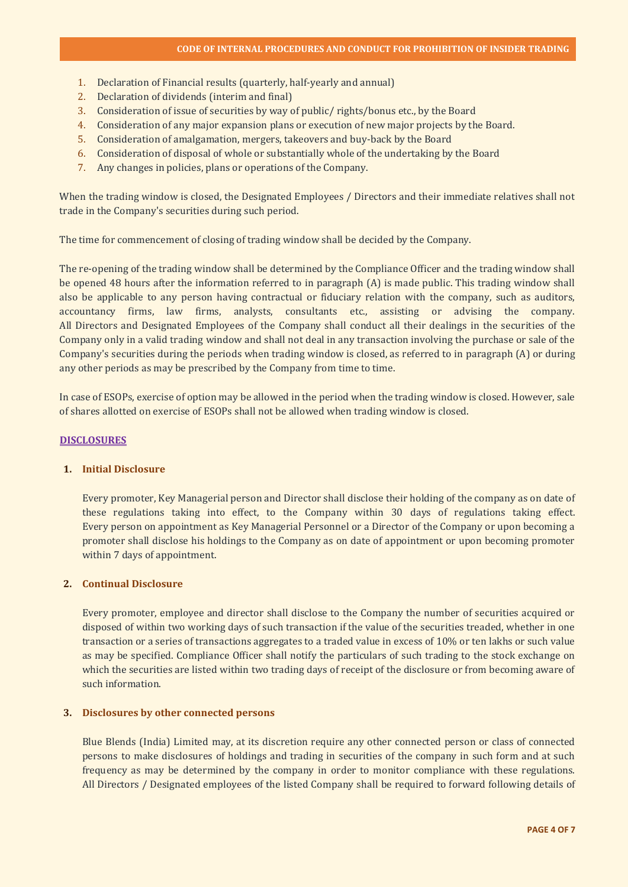1. Declaration of Financial results (quarterly, half-yearly and annual)
2. Declaration of dividends (interim and final)
3. Consideration of issue of securities by way of public/ rights/bonus etc., by the Board
4. Consideration of any major expansion plans or execution of new major projects by the Board.
5. Consideration of amalgamation, mergers, takeovers and buy-back by the Board
6. Consideration of disposal of whole or substantially whole of the undertaking by the Board
7. Any changes in policies, plans or operations of the Company.

When the trading window is closed, the Designated Employees / Directors and their immediate relatives shall not trade in the Company's securities during such period.

The time for commencement of closing of trading window shall be decided by the Company.

The re-opening of the trading window shall be determined by the Compliance Officer and the trading window shall be opened 48 hours after the information referred to in paragraph (A) is made public. This trading window shall also be applicable to any person having contractual or fiduciary relation with the company, such as auditors, accountancy firms, law firms, analysts, consultants etc., assisting or advising the company. All Directors and Designated Employees of the Company shall conduct all their dealings in the securities of the Company only in a valid trading window and shall not deal in any transaction involving the purchase or sale of the Company's securities during the periods when trading window is closed, as referred to in paragraph (A) or during any other periods as may be prescribed by the Company from time to time.

In case of ESOPs, exercise of option may be allowed in the period when the trading window is closed. However, sale of shares allotted on exercise of ESOPs shall not be allowed when trading window is closed.

## DISCLOSURES

### 1. Initial Disclosure

Every promoter, Key Managerial person and Director shall disclose their holding of the company as on date of these regulations taking into effect, to the Company within 30 days of regulations taking effect. Every person on appointment as Key Managerial Personnel or a Director of the Company or upon becoming a promoter shall disclose his holdings to the Company as on date of appointment or upon becoming promoter within 7 days of appointment.

### 2. Continual Disclosure

Every promoter, employee and director shall disclose to the Company the number of securities acquired or disposed of within two working days of such transaction if the value of the securities treaded, whether in one transaction or a series of transactions aggregates to a traded value in excess of 10% or ten lakhs or such value as may be specified. Compliance Officer shall notify the particulars of such trading to the stock exchange on which the securities are listed within two trading days of receipt of the disclosure or from becoming aware of such information.

### 3. Disclosures by other connected persons

Blue Blends (India) Limited may, at its discretion require any other connected person or class of connected persons to make disclosures of holdings and trading in securities of the company in such form and at such frequency as may be determined by the company in order to monitor compliance with these regulations. All Directors / Designated employees of the listed Company shall be required to forward following details of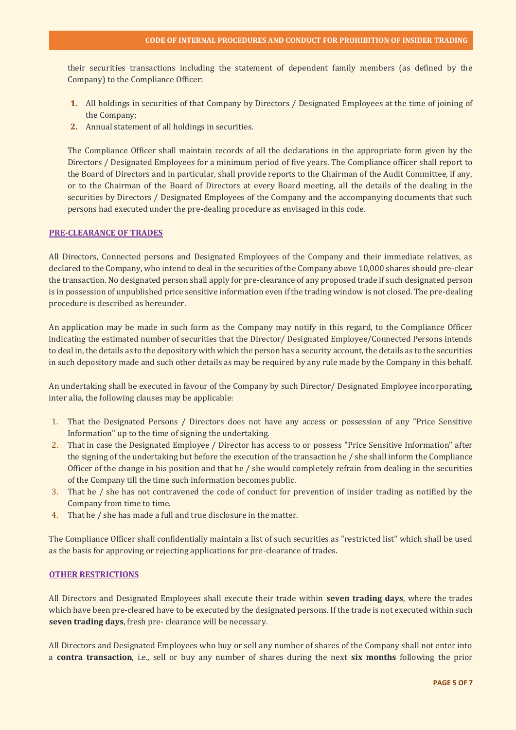their securities transactions including the statement of dependent family members (as defined by the Company) to the Compliance Officer:

1. All holdings in securities of that Company by Directors / Designated Employees at the time of joining of the Company;
2. Annual statement of all holdings in securities.

The Compliance Officer shall maintain records of all the declarations in the appropriate form given by the Directors / Designated Employees for a minimum period of five years. The Compliance officer shall report to the Board of Directors and in particular, shall provide reports to the Chairman of the Audit Committee, if any, or to the Chairman of the Board of Directors at every Board meeting, all the details of the dealing in the securities by Directors / Designated Employees of the Company and the accompanying documents that such persons had executed under the pre-dealing procedure as envisaged in this code.

## PRE-CLEARANCE OF TRADES

All Directors, Connected persons and Designated Employees of the Company and their immediate relatives, as declared to the Company, who intend to deal in the securities of the Company above 10,000 shares should pre-clear the transaction. No designated person shall apply for pre-clearance of any proposed trade if such designated person is in possession of unpublished price sensitive information even if the trading window is not closed. The pre-dealing procedure is described as hereunder.

An application may be made in such form as the Company may notify in this regard, to the Compliance Officer indicating the estimated number of securities that the Director/ Designated Employee/Connected Persons intends to deal in, the details as to the depository with which the person has a security account, the details as to the securities in such depository made and such other details as may be required by any rule made by the Company in this behalf.

An undertaking shall be executed in favour of the Company by such Director/ Designated Employee incorporating, inter alia, the following clauses may be applicable:

1. That the Designated Persons / Directors does not have any access or possession of any "Price Sensitive Information" up to the time of signing the undertaking.
2. That in case the Designated Employee / Director has access to or possess "Price Sensitive Information" after the signing of the undertaking but before the execution of the transaction he / she shall inform the Compliance Officer of the change in his position and that he / she would completely refrain from dealing in the securities of the Company till the time such information becomes public.
3. That he / she has not contravened the code of conduct for prevention of insider trading as notified by the Company from time to time.
4. That he / she has made a full and true disclosure in the matter.

The Compliance Officer shall confidentially maintain a list of such securities as "restricted list" which shall be used as the basis for approving or rejecting applications for pre-clearance of trades.

## OTHER RESTRICTIONS

All Directors and Designated Employees shall execute their trade within **seven trading days**, where the trades which have been pre-cleared have to be executed by the designated persons. If the trade is not executed within such **seven trading days**, fresh pre- clearance will be necessary.

All Directors and Designated Employees who buy or sell any number of shares of the Company shall not enter into a **contra transaction**, i.e., sell or buy any number of shares during the next **six months** following the prior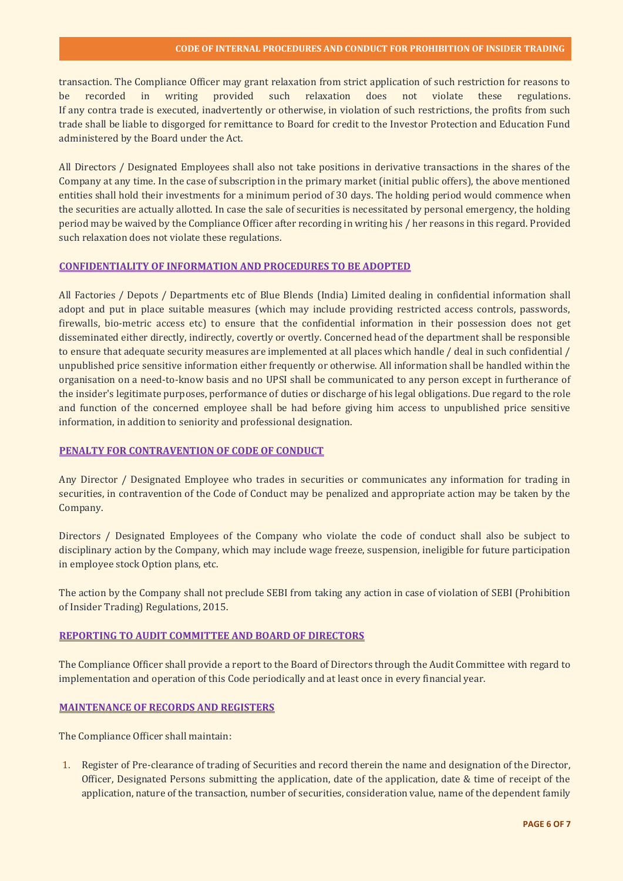transaction. The Compliance Officer may grant relaxation from strict application of such restriction for reasons to be recorded in writing provided such relaxation does not violate these regulations. If any contra trade is executed, inadvertently or otherwise, in violation of such restrictions, the profits from such trade shall be liable to disgorged for remittance to Board for credit to the Investor Protection and Education Fund administered by the Board under the Act.

All Directors / Designated Employees shall also not take positions in derivative transactions in the shares of the Company at any time. In the case of subscription in the primary market (initial public offers), the above mentioned entities shall hold their investments for a minimum period of 30 days. The holding period would commence when the securities are actually allotted. In case the sale of securities is necessitated by personal emergency, the holding period may be waived by the Compliance Officer after recording in writing his / her reasons in this regard. Provided such relaxation does not violate these regulations.

## CONFIDENTIALITY OF INFORMATION AND PROCEDURES TO BE ADOPTED

All Factories / Depots / Departments etc of Blue Blends (India) Limited dealing in confidential information shall adopt and put in place suitable measures (which may include providing restricted access controls, passwords, firewalls, bio-metric access etc) to ensure that the confidential information in their possession does not get disseminated either directly, indirectly, covertly or overtly. Concerned head of the department shall be responsible to ensure that adequate security measures are implemented at all places which handle / deal in such confidential / unpublished price sensitive information either frequently or otherwise. All information shall be handled within the organisation on a need-to-know basis and no UPSI shall be communicated to any person except in furtherance of the insider's legitimate purposes, performance of duties or discharge of his legal obligations. Due regard to the role and function of the concerned employee shall be had before giving him access to unpublished price sensitive information, in addition to seniority and professional designation.

## PENALTY FOR CONTRAVENTION OF CODE OF CONDUCT

Any Director / Designated Employee who trades in securities or communicates any information for trading in securities, in contravention of the Code of Conduct may be penalized and appropriate action may be taken by the Company.

Directors / Designated Employees of the Company who violate the code of conduct shall also be subject to disciplinary action by the Company, which may include wage freeze, suspension, ineligible for future participation in employee stock Option plans, etc.

The action by the Company shall not preclude SEBI from taking any action in case of violation of SEBI (Prohibition of Insider Trading) Regulations, 2015.

## REPORTING TO AUDIT COMMITTEE AND BOARD OF DIRECTORS

The Compliance Officer shall provide a report to the Board of Directors through the Audit Committee with regard to implementation and operation of this Code periodically and at least once in every financial year.

## MAINTENANCE OF RECORDS AND REGISTERS

The Compliance Officer shall maintain:

1. Register of Pre-clearance of trading of Securities and record therein the name and designation of the Director, Officer, Designated Persons submitting the application, date of the application, date & time of receipt of the application, nature of the transaction, number of securities, consideration value, name of the dependent family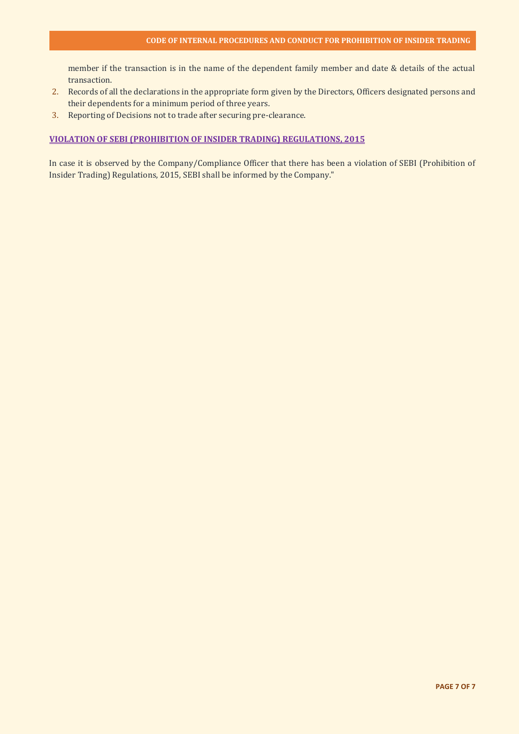member if the transaction is in the name of the dependent family member and date & details of the actual transaction.

2. Records of all the declarations in the appropriate form given by the Directors, Officers designated persons and their dependents for a minimum period of three years.
3. Reporting of Decisions not to trade after securing pre-clearance.

## VIOLATION OF SEBI (PROHIBITION OF INSIDER TRADING) REGULATIONS, 2015

In case it is observed by the Company/Compliance Officer that there has been a violation of SEBI (Prohibition of Insider Trading) Regulations, 2015, SEBI shall be informed by the Company."